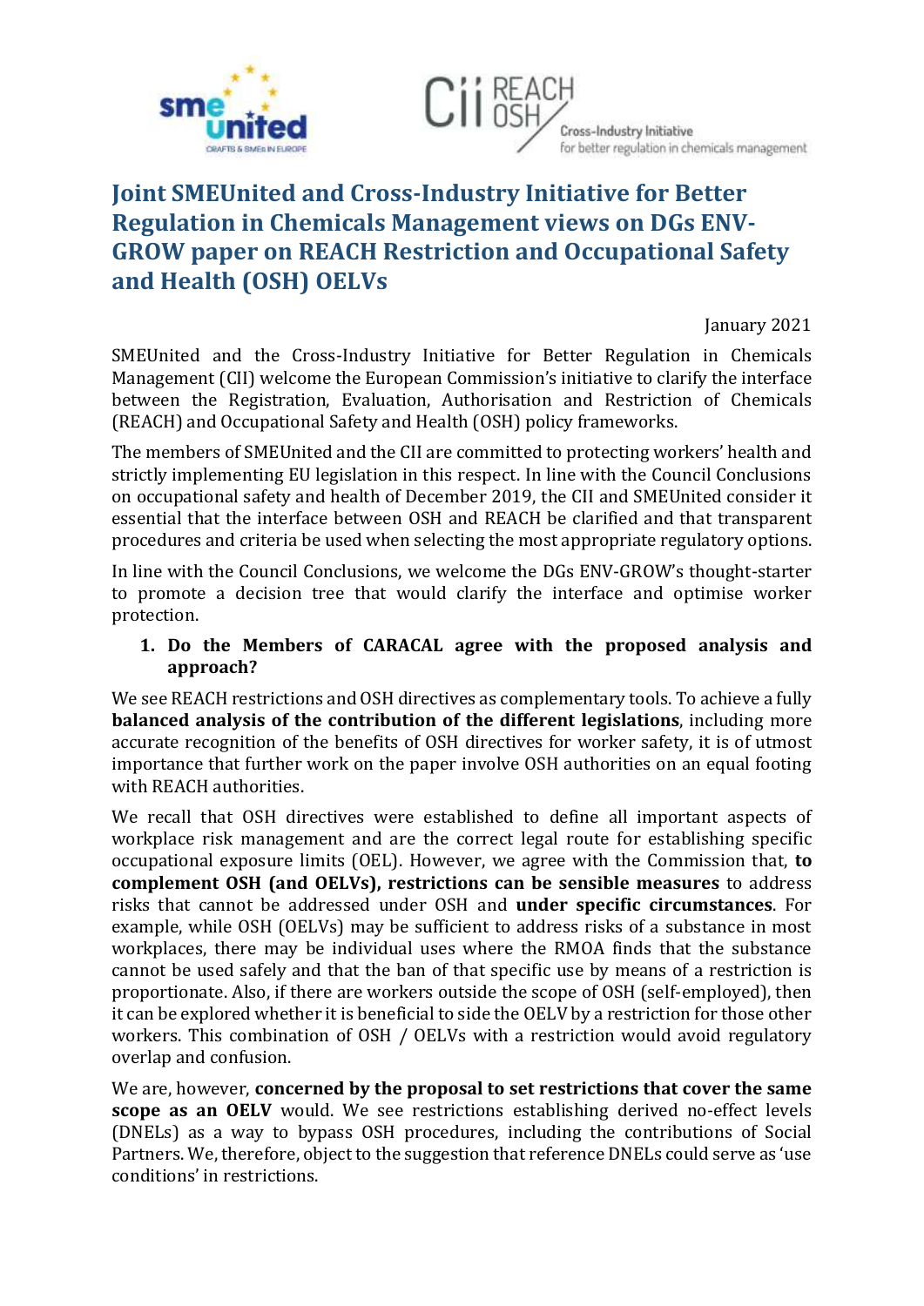# Joint SMEUnited and Cross-Industry Initiative for Better Regulation in Chemicals Management views on DGs ENV-GROW paper on REACH Restriction and Occupational Safety and Health (OSH) OELVs

January 2021

SMEUnited and the Cross-Industry Initiative for Better Regulation in Chemicals Management (CII) welcome the European Commission's initiative to clarify the interface between the Registration, Evaluation, Authorisation and Restriction of Chemicals (REACH) and Occupational Safety and Health (OSH) policy frameworks.

The members of SMEUnited and the CII are committed to protecting workers' health and strictly implementing EU legislation in this respect. In line with the Council Conclusions on occupational safety and health of December 2019, the CII and SMEUnited consider it essential that the interface between OSH and REACH be clarified and that transparent procedures and criteria be used when selecting the most appropriate regulatory options.

In line with the Council Conclusions, we welcome the DGs ENV-GROW's thought-starter to promote a decision tree that would clarify the interface and optimise worker protection.

1. **Do the Members of CARACAL agree with the proposed analysis and approach?**

We see REACH restrictions and OSH directives as complementary tools. To achieve a fully **balanced analysis of the contribution of the different legislations**, including more accurate recognition of the benefits of OSH directives for worker safety, it is of utmost importance that further work on the paper involve OSH authorities on an equal footing with REACH authorities.

We recall that OSH directives were established to define all important aspects of workplace risk management and are the correct legal route for establishing specific occupational exposure limits (OEL). However, we agree with the Commission that, **to complement OSH (and OELVs), restrictions can be sensible measures** to address risks that cannot be addressed under OSH and **under specific circumstances**. For example, while OSH (OELVs) may be sufficient to address risks of a substance in most workplaces, there may be individual uses where the RMOA finds that the substance cannot be used safely and that the ban of that specific use by means of a restriction is proportionate. Also, if there are workers outside the scope of OSH (self-employed), then it can be explored whether it is beneficial to side the OELV by a restriction for those other workers. This combination of OSH / OELVs with a restriction would avoid regulatory overlap and confusion.

We are, however, **concerned by the proposal to set restrictions that cover the same scope as an OELV** would. We see restrictions establishing derived no-effect levels (DNELs) as a way to bypass OSH procedures, including the contributions of Social Partners. We, therefore, object to the suggestion that reference DNELs could serve as 'use conditions' in restrictions.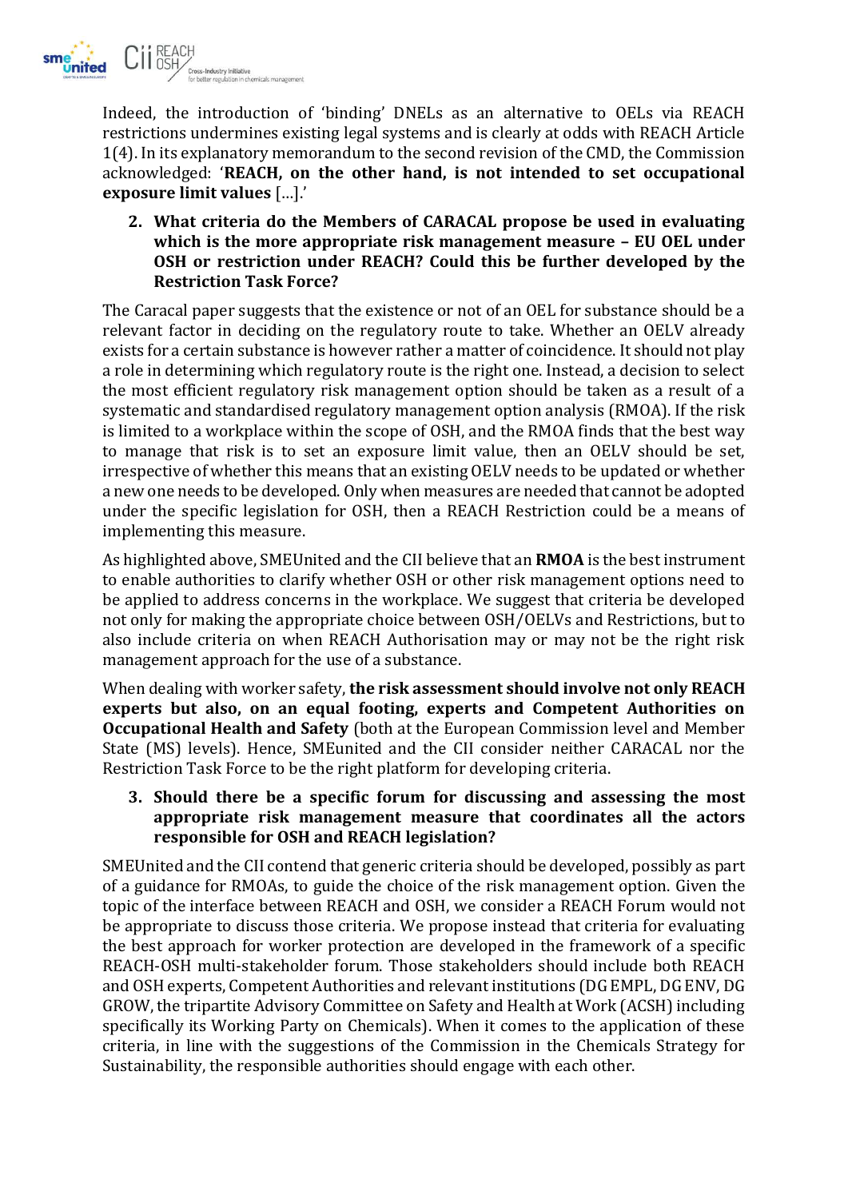Indeed, the introduction of 'binding' DNELs as an alternative to OELs via REACH restrictions undermines existing legal systems and is clearly at odds with REACH Article 1(4). In its explanatory memorandum to the second revision of the CMD, the Commission acknowledged: '**REACH, on the other hand, is not intended to set occupational exposure limit values** […].'

2. **What criteria do the Members of CARACAL propose be used in evaluating which is the more appropriate risk management measure – EU OEL under OSH or restriction under REACH? Could this be further developed by the Restriction Task Force?**

The Caracal paper suggests that the existence or not of an OEL for substance should be a relevant factor in deciding on the regulatory route to take. Whether an OELV already exists for a certain substance is however rather a matter of coincidence. It should not play a role in determining which regulatory route is the right one. Instead, a decision to select the most efficient regulatory risk management option should be taken as a result of a systematic and standardised regulatory management option analysis (RMOA). If the risk is limited to a workplace within the scope of OSH, and the RMOA finds that the best way to manage that risk is to set an exposure limit value, then an OELV should be set, irrespective of whether this means that an existing OELV needs to be updated or whether a new one needs to be developed. Only when measures are needed that cannot be adopted under the specific legislation for OSH, then a REACH Restriction could be a means of implementing this measure.

As highlighted above, SMEUnited and the CII believe that an **RMOA** is the best instrument to enable authorities to clarify whether OSH or other risk management options need to be applied to address concerns in the workplace. We suggest that criteria be developed not only for making the appropriate choice between OSH/OELVs and Restrictions, but to also include criteria on when REACH Authorisation may or may not be the right risk management approach for the use of a substance.

When dealing with worker safety, **the risk assessment should involve not only REACH experts but also, on an equal footing, experts and Competent Authorities on Occupational Health and Safety** (both at the European Commission level and Member State (MS) levels). Hence, SMEunited and the CII consider neither CARACAL nor the Restriction Task Force to be the right platform for developing criteria.

3. **Should there be a specific forum for discussing and assessing the most appropriate risk management measure that coordinates all the actors responsible for OSH and REACH legislation?**

SMEUnited and the CII contend that generic criteria should be developed, possibly as part of a guidance for RMOAs, to guide the choice of the risk management option. Given the topic of the interface between REACH and OSH, we consider a REACH Forum would not be appropriate to discuss those criteria. We propose instead that criteria for evaluating the best approach for worker protection are developed in the framework of a specific REACH-OSH multi-stakeholder forum. Those stakeholders should include both REACH and OSH experts, Competent Authorities and relevant institutions (DG EMPL, DG ENV, DG GROW, the tripartite Advisory Committee on Safety and Health at Work (ACSH) including specifically its Working Party on Chemicals). When it comes to the application of these criteria, in line with the suggestions of the Commission in the Chemicals Strategy for Sustainability, the responsible authorities should engage with each other.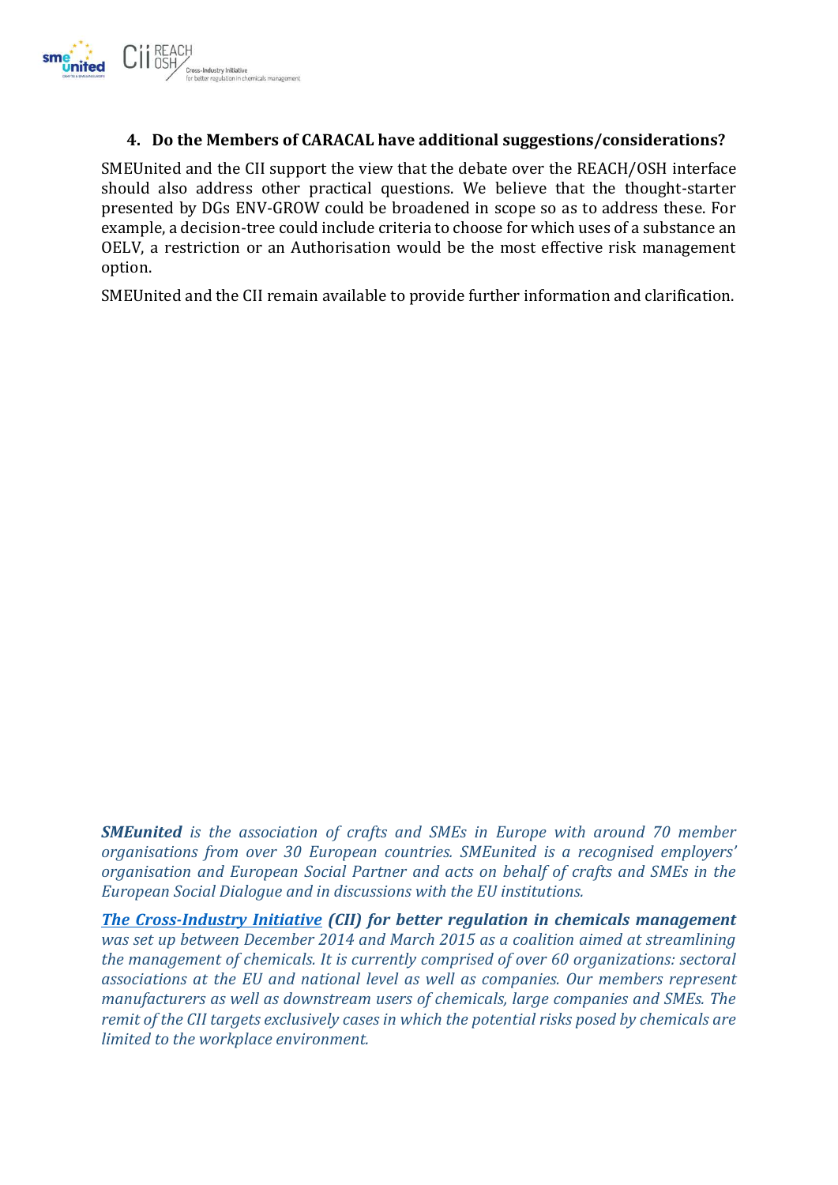4. **Do the Members of CARACAL have additional suggestions/considerations?**

SMEUnited and the CII support the view that the debate over the REACH/OSH interface should also address other practical questions. We believe that the thought-starter presented by DGs ENV-GROW could be broadened in scope so as to address these. For example, a decision-tree could include criteria to choose for which uses of a substance an OELV, a restriction or an Authorisation would be the most effective risk management option.

SMEUnited and the CII remain available to provide further information and clarification.

***SMEunited*** *is the association of crafts and SMEs in Europe with around 70 member organisations from over 30 European countries. SMEunited is a recognised employers' organisation and European Social Partner and acts on behalf of crafts and SMEs in the European Social Dialogue and in discussions with the EU institutions.*

***The Cross-Industry Initiative*** ***(CII) for better regulation in chemicals management*** *was set up between December 2014 and March 2015 as a coalition aimed at streamlining the management of chemicals. It is currently comprised of over 60 organizations: sectoral associations at the EU and national level as well as companies. Our members represent manufacturers as well as downstream users of chemicals, large companies and SMEs. The remit of the CII targets exclusively cases in which the potential risks posed by chemicals are limited to the workplace environment.*